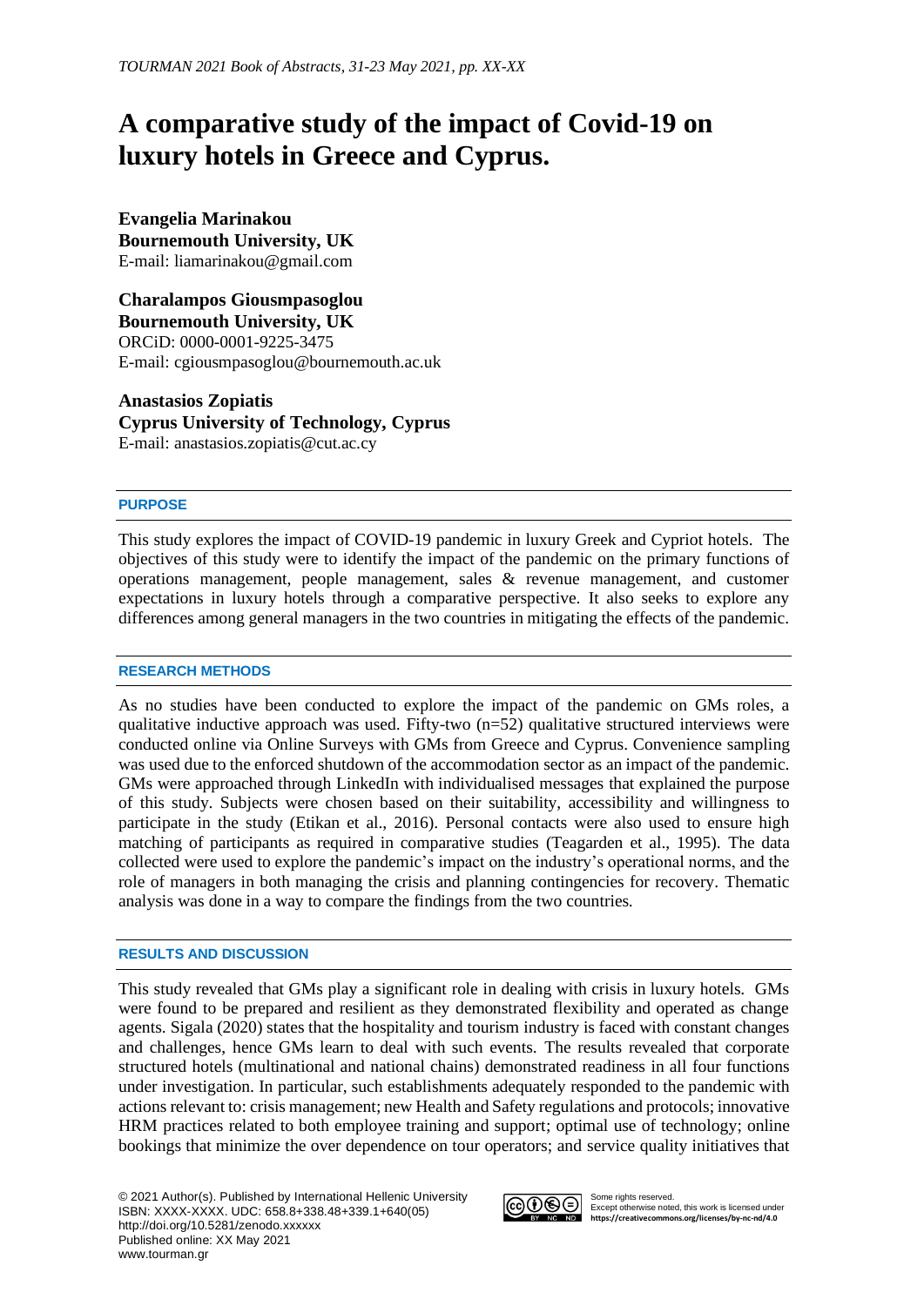# A comparative study of the impact of Covid-19 on luxury hotels in Greece and Cyprus.

**Evangelia Marinakou**
**Bournemouth University, UK**
E-mail: liamarinakou@gmail.com

**Charalampos Giousmpasoglou**
**Bournemouth University, UK**
ORCiD: 0000-0001-9225-3475
E-mail: cgiousmpasoglou@bournemouth.ac.uk

**Anastasios Zopiatis**
**Cyprus University of Technology, Cyprus**
E-mail: anastasios.zopiatis@cut.ac.cy

## PURPOSE

This study explores the impact of COVID-19 pandemic in luxury Greek and Cypriot hotels. The objectives of this study were to identify the impact of the pandemic on the primary functions of operations management, people management, sales & revenue management, and customer expectations in luxury hotels through a comparative perspective. It also seeks to explore any differences among general managers in the two countries in mitigating the effects of the pandemic.

## RESEARCH METHODS

As no studies have been conducted to explore the impact of the pandemic on GMs roles, a qualitative inductive approach was used. Fifty-two (n=52) qualitative structured interviews were conducted online via Online Surveys with GMs from Greece and Cyprus. Convenience sampling was used due to the enforced shutdown of the accommodation sector as an impact of the pandemic. GMs were approached through LinkedIn with individualised messages that explained the purpose of this study. Subjects were chosen based on their suitability, accessibility and willingness to participate in the study (Etikan et al., 2016). Personal contacts were also used to ensure high matching of participants as required in comparative studies (Teagarden et al., 1995). The data collected were used to explore the pandemic's impact on the industry's operational norms, and the role of managers in both managing the crisis and planning contingencies for recovery. Thematic analysis was done in a way to compare the findings from the two countries.

## RESULTS AND DISCUSSION

This study revealed that GMs play a significant role in dealing with crisis in luxury hotels. GMs were found to be prepared and resilient as they demonstrated flexibility and operated as change agents. Sigala (2020) states that the hospitality and tourism industry is faced with constant changes and challenges, hence GMs learn to deal with such events. The results revealed that corporate structured hotels (multinational and national chains) demonstrated readiness in all four functions under investigation. In particular, such establishments adequately responded to the pandemic with actions relevant to: crisis management; new Health and Safety regulations and protocols; innovative HRM practices related to both employee training and support; optimal use of technology; online bookings that minimize the over dependence on tour operators; and service quality initiatives that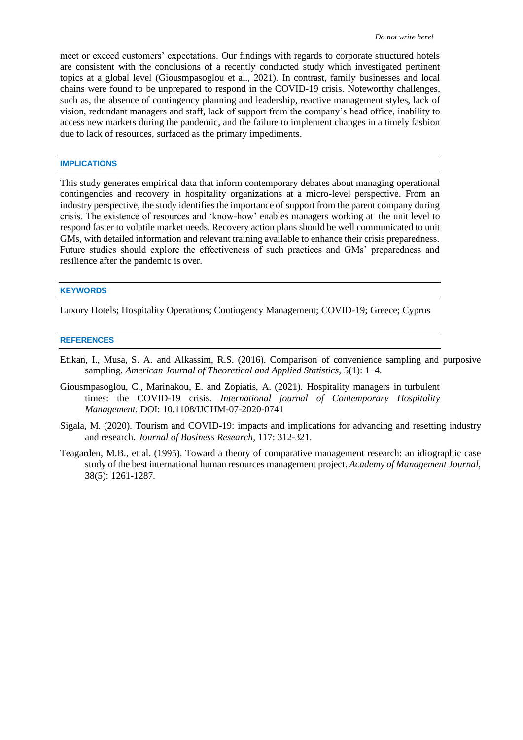meet or exceed customers' expectations. Our findings with regards to corporate structured hotels are consistent with the conclusions of a recently conducted study which investigated pertinent topics at a global level (Giousmpasoglou et al., 2021). In contrast, family businesses and local chains were found to be unprepared to respond in the COVID-19 crisis. Noteworthy challenges, such as, the absence of contingency planning and leadership, reactive management styles, lack of vision, redundant managers and staff, lack of support from the company's head office, inability to access new markets during the pandemic, and the failure to implement changes in a timely fashion due to lack of resources, surfaced as the primary impediments.

## IMPLICATIONS

This study generates empirical data that inform contemporary debates about managing operational contingencies and recovery in hospitality organizations at a micro-level perspective. From an industry perspective, the study identifies the importance of support from the parent company during crisis. The existence of resources and 'know-how' enables managers working at the unit level to respond faster to volatile market needs. Recovery action plans should be well communicated to unit GMs, with detailed information and relevant training available to enhance their crisis preparedness. Future studies should explore the effectiveness of such practices and GMs' preparedness and resilience after the pandemic is over.

## KEYWORDS

Luxury Hotels; Hospitality Operations; Contingency Management; COVID-19; Greece; Cyprus

## REFERENCES

Etikan, I., Musa, S. A. and Alkassim, R.S. (2016). Comparison of convenience sampling and purposive sampling. *American Journal of Theoretical and Applied Statistics*, 5(1): 1–4.

Giousmpasoglou, C., Marinakou, E. and Zopiatis, A. (2021). Hospitality managers in turbulent times: the COVID-19 crisis. *International journal of Contemporary Hospitality Management*. DOI: 10.1108/IJCHM-07-2020-0741

Sigala, M. (2020). Tourism and COVID-19: impacts and implications for advancing and resetting industry and research. *Journal of Business Research*, 117: 312-321.

Teagarden, M.B., et al. (1995). Toward a theory of comparative management research: an idiographic case study of the best international human resources management project. *Academy of Management Journal*, 38(5): 1261-1287.